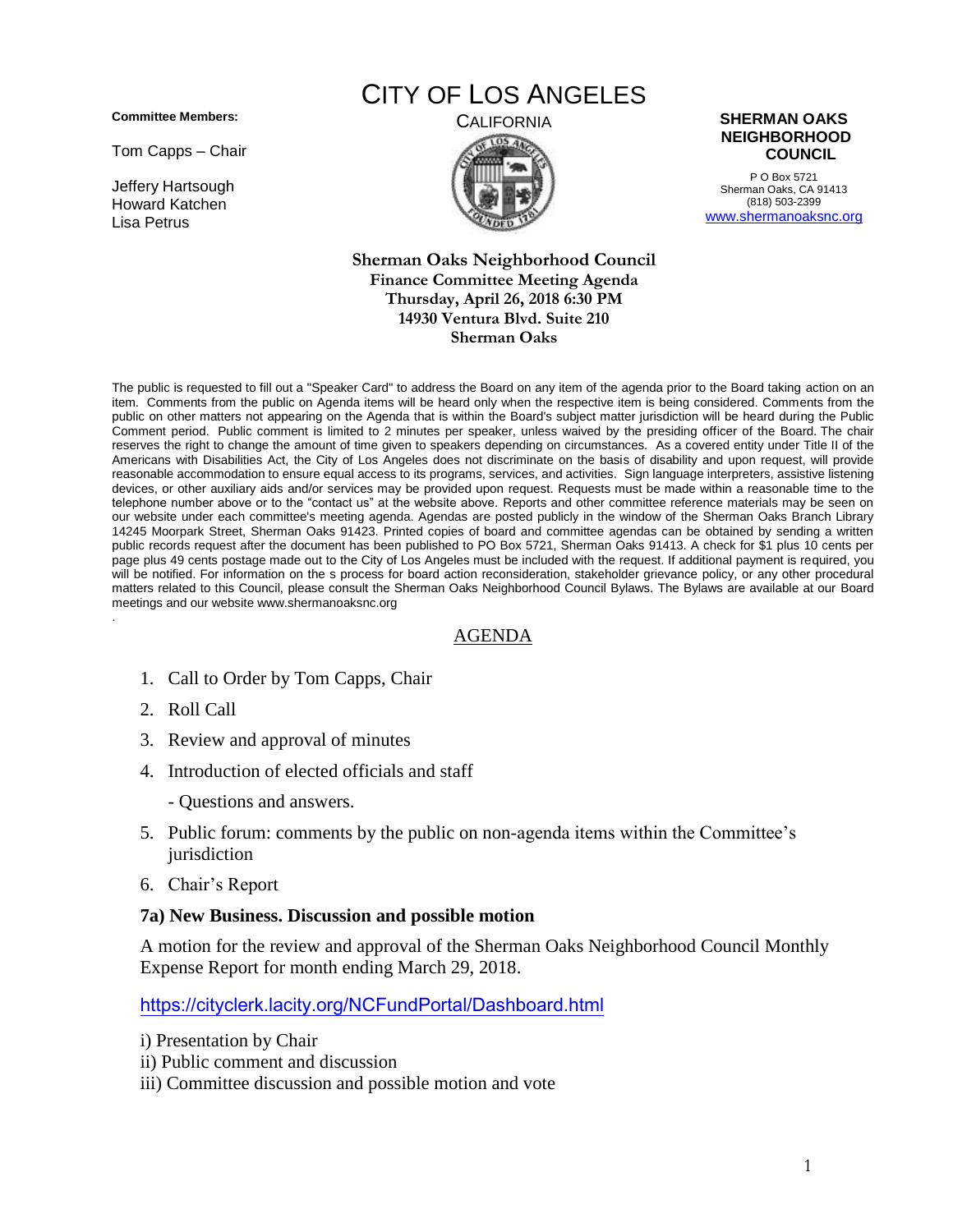**Committee Members:**

Tom Capps – Chair

Jeffery Hartsough
Howard Katchen
Lisa Petrus

# CITY OF LOS ANGELES

CALIFORNIA

**SHERMAN OAKS NEIGHBORHOOD COUNCIL**

P O Box 5721
Sherman Oaks, CA 91413
(818) 503-2399
www.shermanoaksnc.org

**Sherman Oaks Neighborhood Council**
**Finance Committee Meeting Agenda**
**Thursday, April 26, 2018 6:30 PM**
**14930 Ventura Blvd. Suite 210**
**Sherman Oaks**

The public is requested to fill out a "Speaker Card" to address the Board on any item of the agenda prior to the Board taking action on an item. Comments from the public on Agenda items will be heard only when the respective item is being considered. Comments from the public on other matters not appearing on the Agenda that is within the Board's subject matter jurisdiction will be heard during the Public Comment period. Public comment is limited to 2 minutes per speaker, unless waived by the presiding officer of the Board. The chair reserves the right to change the amount of time given to speakers depending on circumstances. As a covered entity under Title II of the Americans with Disabilities Act, the City of Los Angeles does not discriminate on the basis of disability and upon request, will provide reasonable accommodation to ensure equal access to its programs, services, and activities. Sign language interpreters, assistive listening devices, or other auxiliary aids and/or services may be provided upon request. Requests must be made within a reasonable time to the telephone number above or to the "contact us" at the website above. Reports and other committee reference materials may be seen on our website under each committee's meeting agenda. Agendas are posted publicly in the window of the Sherman Oaks Branch Library 14245 Moorpark Street, Sherman Oaks 91423. Printed copies of board and committee agendas can be obtained by sending a written public records request after the document has been published to PO Box 5721, Sherman Oaks 91413. A check for $1 plus 10 cents per page plus 49 cents postage made out to the City of Los Angeles must be included with the request. If additional payment is required, you will be notified. For information on the s process for board action reconsideration, stakeholder grievance policy, or any other procedural matters related to this Council, please consult the Sherman Oaks Neighborhood Council Bylaws. The Bylaws are available at our Board meetings and our website www.shermanoaksnc.org

## AGENDA

1. Call to Order by Tom Capps, Chair
2. Roll Call
3. Review and approval of minutes
4. Introduction of elected officials and staff

   - Questions and answers.
5. Public forum: comments by the public on non-agenda items within the Committee's jurisdiction
6. Chair's Report

**7a) New Business. Discussion and possible motion**

A motion for the review and approval of the Sherman Oaks Neighborhood Council Monthly Expense Report for month ending March 29, 2018.

https://cityclerk.lacity.org/NCFundPortal/Dashboard.html

i) Presentation by Chair
ii) Public comment and discussion
iii) Committee discussion and possible motion and vote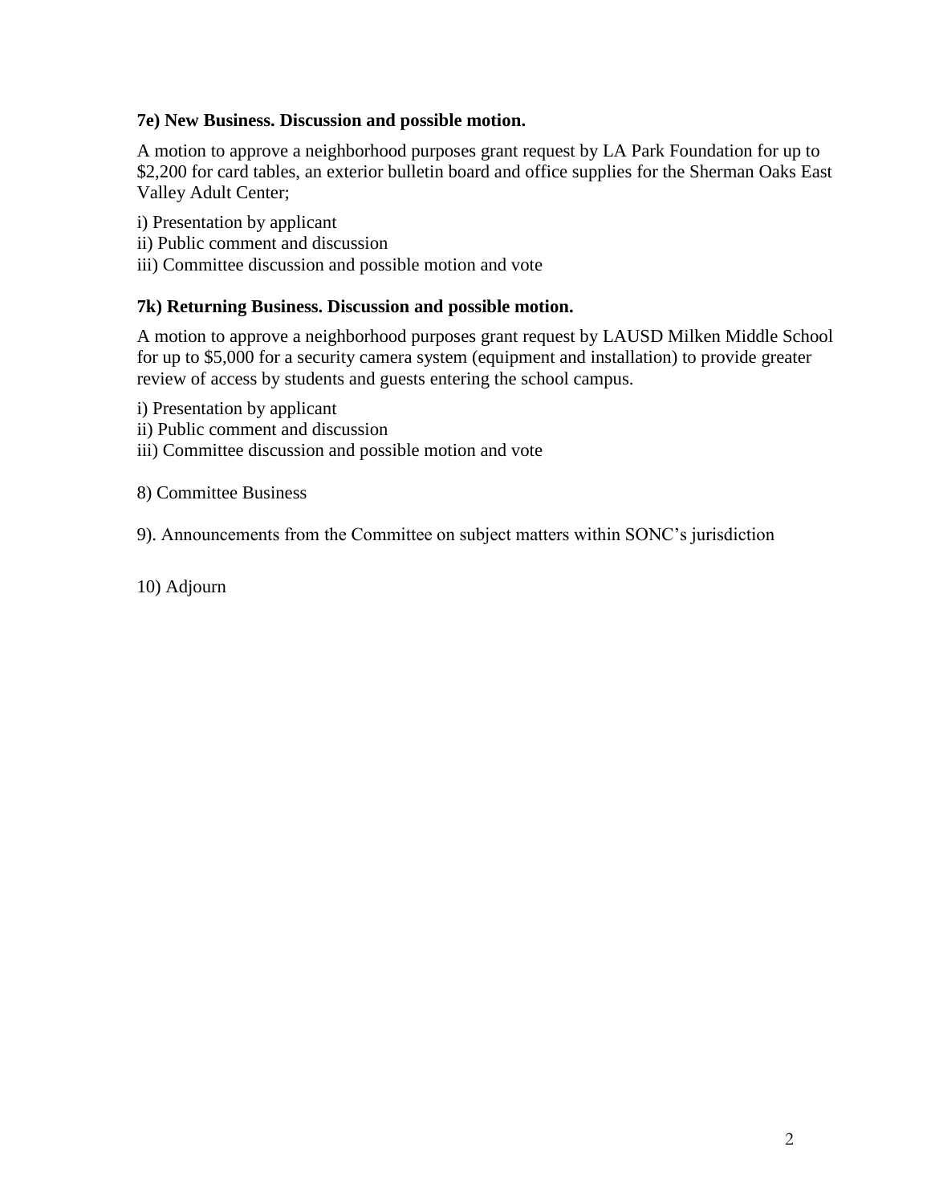**7e) New Business. Discussion and possible motion.**

A motion to approve a neighborhood purposes grant request by LA Park Foundation for up to $2,200 for card tables, an exterior bulletin board and office supplies for the Sherman Oaks East Valley Adult Center;

i) Presentation by applicant
ii) Public comment and discussion
iii) Committee discussion and possible motion and vote

**7k) Returning Business. Discussion and possible motion.**

A motion to approve a neighborhood purposes grant request by LAUSD Milken Middle School for up to $5,000 for a security camera system (equipment and installation) to provide greater review of access by students and guests entering the school campus.

i) Presentation by applicant
ii) Public comment and discussion
iii) Committee discussion and possible motion and vote

8) Committee Business

9). Announcements from the Committee on subject matters within SONC's jurisdiction

10) Adjourn